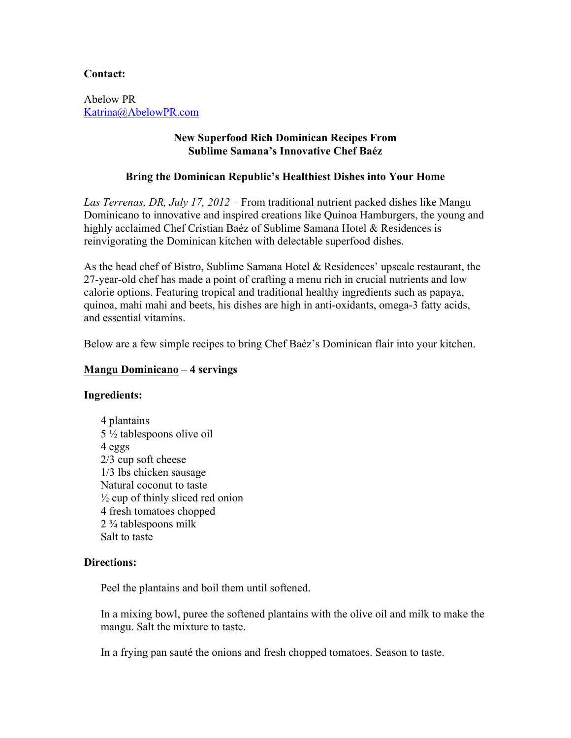**Contact:**

Abelow PR
Katrina@AbelowPR.com

**New Superfood Rich Dominican Recipes From**
**Sublime Samana's Innovative Chef Baéz**

**Bring the Dominican Republic's Healthiest Dishes into Your Home**

*Las Terrenas, DR, July 17, 2012* – From traditional nutrient packed dishes like Mangu Dominicano to innovative and inspired creations like Quinoa Hamburgers, the young and highly acclaimed Chef Cristian Baéz of Sublime Samana Hotel & Residences is reinvigorating the Dominican kitchen with delectable superfood dishes.

As the head chef of Bistro, Sublime Samana Hotel & Residences' upscale restaurant, the 27-year-old chef has made a point of crafting a menu rich in crucial nutrients and low calorie options. Featuring tropical and traditional healthy ingredients such as papaya, quinoa, mahi mahi and beets, his dishes are high in anti-oxidants, omega-3 fatty acids, and essential vitamins.

Below are a few simple recipes to bring Chef Baéz's Dominican flair into your kitchen.

**Mangu Dominicano – 4 servings**

**Ingredients:**

4 plantains
5 ½ tablespoons olive oil
4 eggs
2/3 cup soft cheese
1/3 lbs chicken sausage
Natural coconut to taste
½ cup of thinly sliced red onion
4 fresh tomatoes chopped
2 ¾ tablespoons milk
Salt to taste

**Directions:**

Peel the plantains and boil them until softened.

In a mixing bowl, puree the softened plantains with the olive oil and milk to make the mangu. Salt the mixture to taste.

In a frying pan sauté the onions and fresh chopped tomatoes. Season to taste.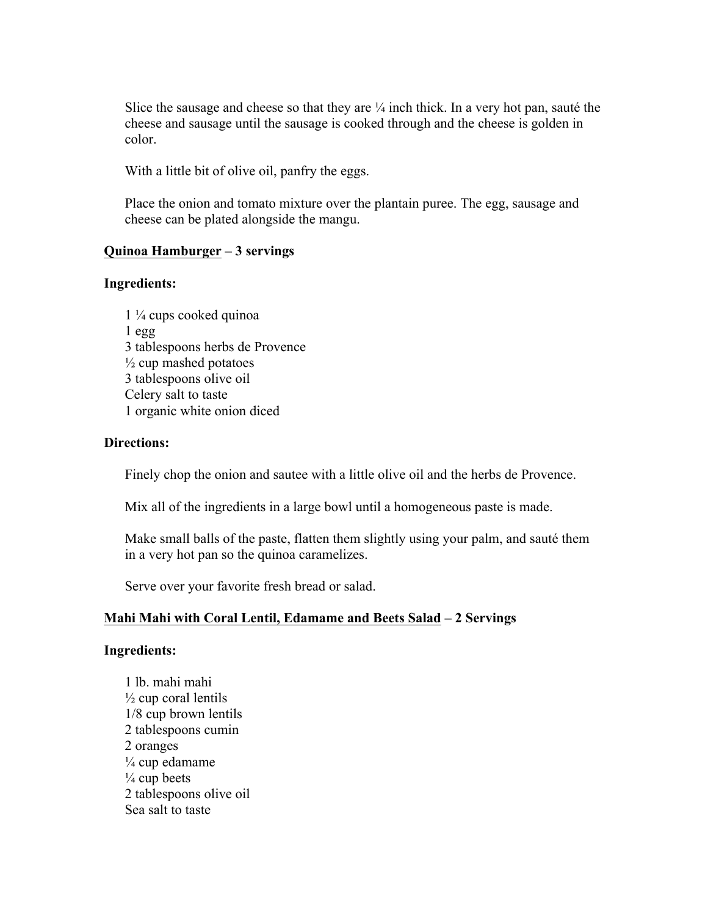Slice the sausage and cheese so that they are ¼ inch thick. In a very hot pan, sauté the cheese and sausage until the sausage is cooked through and the cheese is golden in color.

With a little bit of olive oil, panfry the eggs.

Place the onion and tomato mixture over the plantain puree. The egg, sausage and cheese can be plated alongside the mangu.

**<u>Quinoa Hamburger</u> – 3 servings**

**Ingredients:**

1 ¼ cups cooked quinoa
1 egg
3 tablespoons herbs de Provence
½ cup mashed potatoes
3 tablespoons olive oil
Celery salt to taste
1 organic white onion diced

**Directions:**

Finely chop the onion and sautee with a little olive oil and the herbs de Provence.

Mix all of the ingredients in a large bowl until a homogeneous paste is made.

Make small balls of the paste, flatten them slightly using your palm, and sauté them in a very hot pan so the quinoa caramelizes.

Serve over your favorite fresh bread or salad.

**<u>Mahi Mahi with Coral Lentil, Edamame and Beets Salad</u> – 2 Servings**

**Ingredients:**

1 lb. mahi mahi
½ cup coral lentils
1/8 cup brown lentils
2 tablespoons cumin
2 oranges
¼ cup edamame
¼ cup beets
2 tablespoons olive oil
Sea salt to taste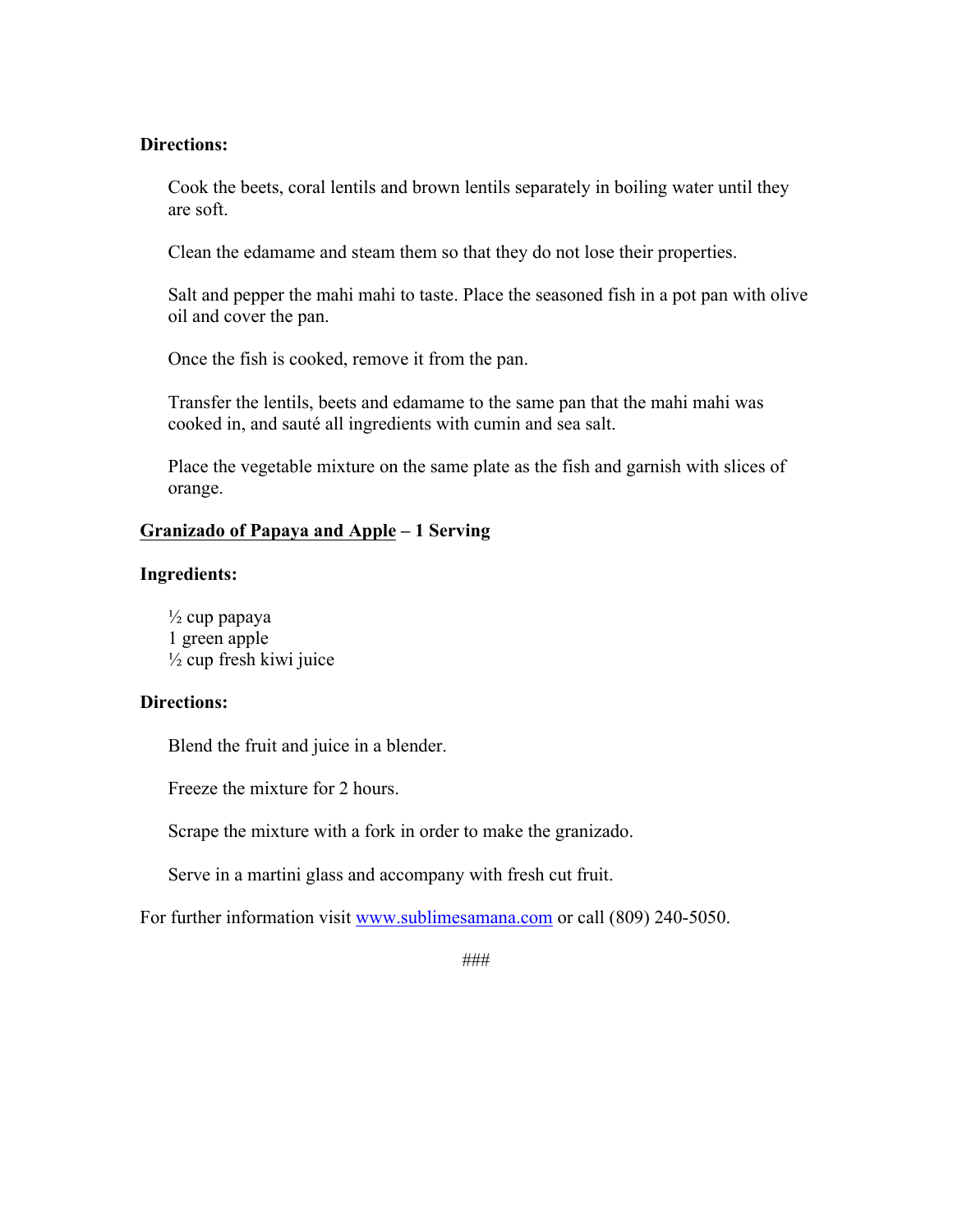**Directions:**

Cook the beets, coral lentils and brown lentils separately in boiling water until they are soft.

Clean the edamame and steam them so that they do not lose their properties.

Salt and pepper the mahi mahi to taste. Place the seasoned fish in a pot pan with olive oil and cover the pan.

Once the fish is cooked, remove it from the pan.

Transfer the lentils, beets and edamame to the same pan that the mahi mahi was cooked in, and sauté all ingredients with cumin and sea salt.

Place the vegetable mixture on the same plate as the fish and garnish with slices of orange.

**Granizado of Papaya and Apple – 1 Serving**

**Ingredients:**

½ cup papaya
1 green apple
½ cup fresh kiwi juice

**Directions:**

Blend the fruit and juice in a blender.

Freeze the mixture for 2 hours.

Scrape the mixture with a fork in order to make the granizado.

Serve in a martini glass and accompany with fresh cut fruit.

For further information visit [www.sublimesamana.com](http://www.sublimesamana.com) or call (809) 240-5050.

###